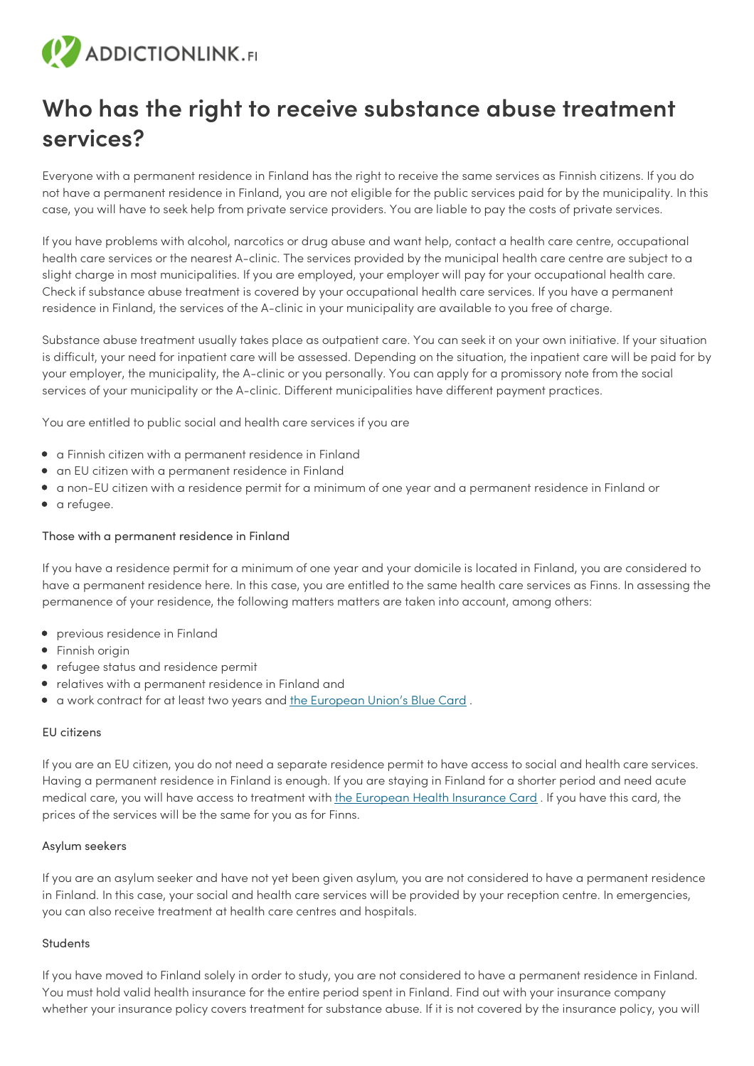ADDICTIONLINK.FI

# Who has the right to receive substance abuse treatment services?

Everyone with a permanent residence in Finland has the right to receive the same services as Finnish citizens. If you do not have a permanent residence in Finland, you are not eligible for the public services paid for by the municipality. In this case, you will have to seek help from private service providers. You are liable to pay the costs of private services.

If you have problems with alcohol, narcotics or drug abuse and want help, contact a health care centre, occupational health care services or the nearest A-clinic. The services provided by the municipal health care centre are subject to a slight charge in most municipalities. If you are employed, your employer will pay for your occupational health care. Check if substance abuse treatment is covered by your occupational health care services. If you have a permanent residence in Finland, the services of the A-clinic in your municipality are available to you free of charge.

Substance abuse treatment usually takes place as outpatient care. You can seek it on your own initiative. If your situation is difficult, your need for inpatient care will be assessed. Depending on the situation, the inpatient care will be paid for by your employer, the municipality, the A-clinic or you personally. You can apply for a promissory note from the social services of your municipality or the A-clinic. Different municipalities have different payment practices.

You are entitled to public social and health care services if you are

- a Finnish citizen with a permanent residence in Finland
- an EU citizen with a permanent residence in Finland
- a non-EU citizen with a residence permit for a minimum of one year and a permanent residence in Finland or
- a refugee.

#### Those with a permanent residence in Finland

If you have a residence permit for a minimum of one year and your domicile is located in Finland, you are considered to have a permanent residence here. In this case, you are entitled to the same health care services as Finns. In assessing the permanence of your residence, the following matters matters are taken into account, among others:

- previous residence in Finland
- Finnish origin
- refugee status and residence permit
- relatives with a permanent residence in Finland and
- a work contract for at least two years and the European Union's Blue Card .

#### EU citizens

If you are an EU citizen, you do not need a separate residence permit to have access to social and health care services. Having a permanent residence in Finland is enough. If you are staying in Finland for a shorter period and need acute medical care, you will have access to treatment with the European Health Insurance Card . If you have this card, the prices of the services will be the same for you as for Finns.

#### Asylum seekers

If you are an asylum seeker and have not yet been given asylum, you are not considered to have a permanent residence in Finland. In this case, your social and health care services will be provided by your reception centre. In emergencies, you can also receive treatment at health care centres and hospitals.

#### Students

If you have moved to Finland solely in order to study, you are not considered to have a permanent residence in Finland. You must hold valid health insurance for the entire period spent in Finland. Find out with your insurance company whether your insurance policy covers treatment for substance abuse. If it is not covered by the insurance policy, you will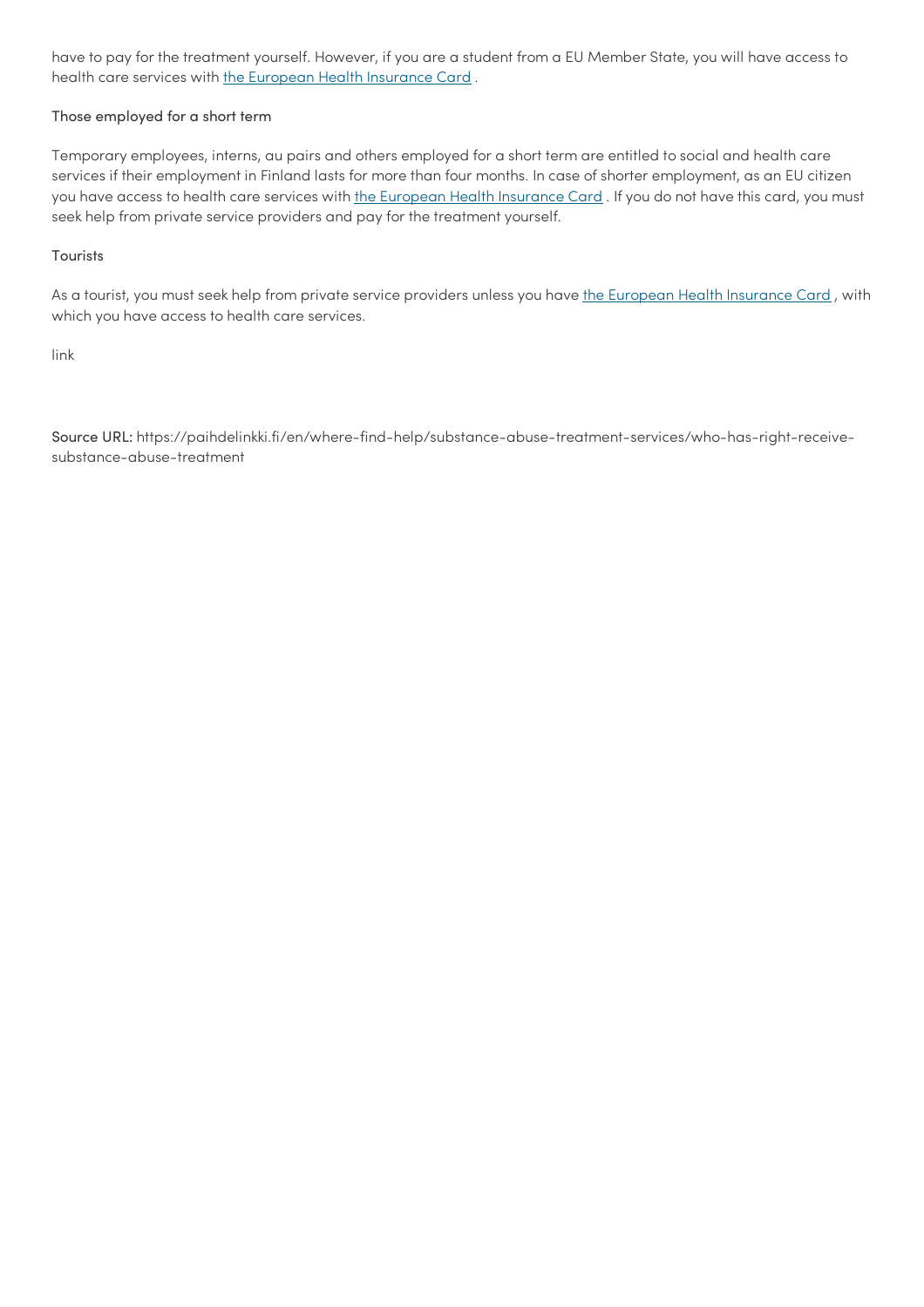have to pay for the treatment yourself. However, if you are a student from a EU Member State, you will have access to health care services with [the European Health Insurance Card](#) .

### Those employed for a short term

Temporary employees, interns, au pairs and others employed for a short term are entitled to social and health care services if their employment in Finland lasts for more than four months. In case of shorter employment, as an EU citizen you have access to health care services with [the European Health Insurance Card](#) . If you do not have this card, you must seek help from private service providers and pay for the treatment yourself.

### Tourists

As a tourist, you must seek help from private service providers unless you have [the European Health Insurance Card](#) , with which you have access to health care services.

link

**Source URL:** https://paihdelinkki.fi/en/where-find-help/substance-abuse-treatment-services/who-has-right-receive-substance-abuse-treatment